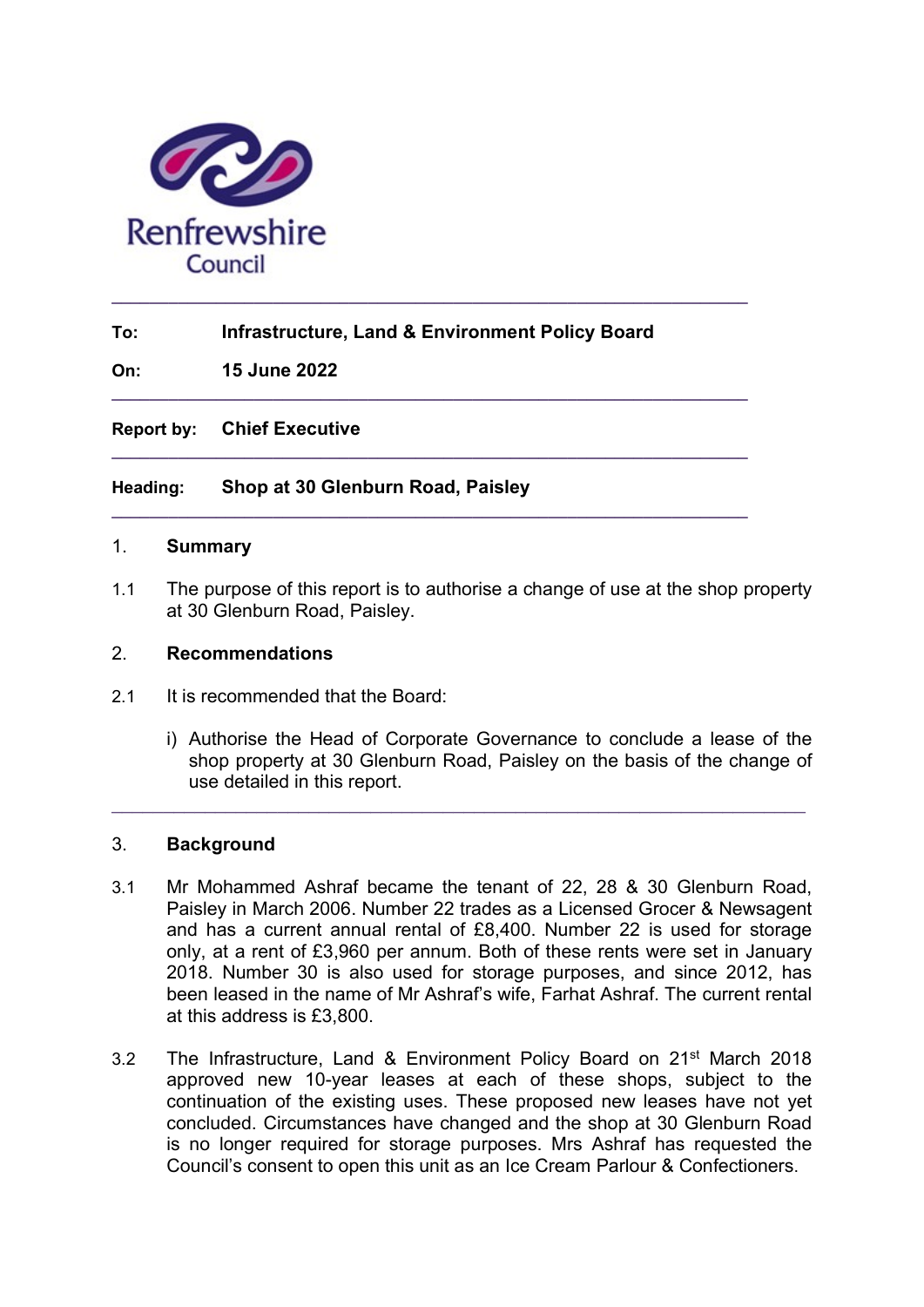Renfrewshire Council

---

**To:** Infrastructure, Land & Environment Policy Board

**On:** 15 June 2022

---

**Report by:** Chief Executive

---

**Heading:** Shop at 30 Glenburn Road, Paisley

---

## 1. Summary

1.1 The purpose of this report is to authorise a change of use at the shop property at 30 Glenburn Road, Paisley.

## 2. Recommendations

2.1 It is recommended that the Board:

i) Authorise the Head of Corporate Governance to conclude a lease of the shop property at 30 Glenburn Road, Paisley on the basis of the change of use detailed in this report.

---

## 3. Background

3.1 Mr Mohammed Ashraf became the tenant of 22, 28 & 30 Glenburn Road, Paisley in March 2006. Number 22 trades as a Licensed Grocer & Newsagent and has a current annual rental of £8,400. Number 22 is used for storage only, at a rent of £3,960 per annum. Both of these rents were set in January 2018. Number 30 is also used for storage purposes, and since 2012, has been leased in the name of Mr Ashraf's wife, Farhat Ashraf. The current rental at this address is £3,800.

3.2 The Infrastructure, Land & Environment Policy Board on 21st March 2018 approved new 10-year leases at each of these shops, subject to the continuation of the existing uses. These proposed new leases have not yet concluded. Circumstances have changed and the shop at 30 Glenburn Road is no longer required for storage purposes. Mrs Ashraf has requested the Council's consent to open this unit as an Ice Cream Parlour & Confectioners.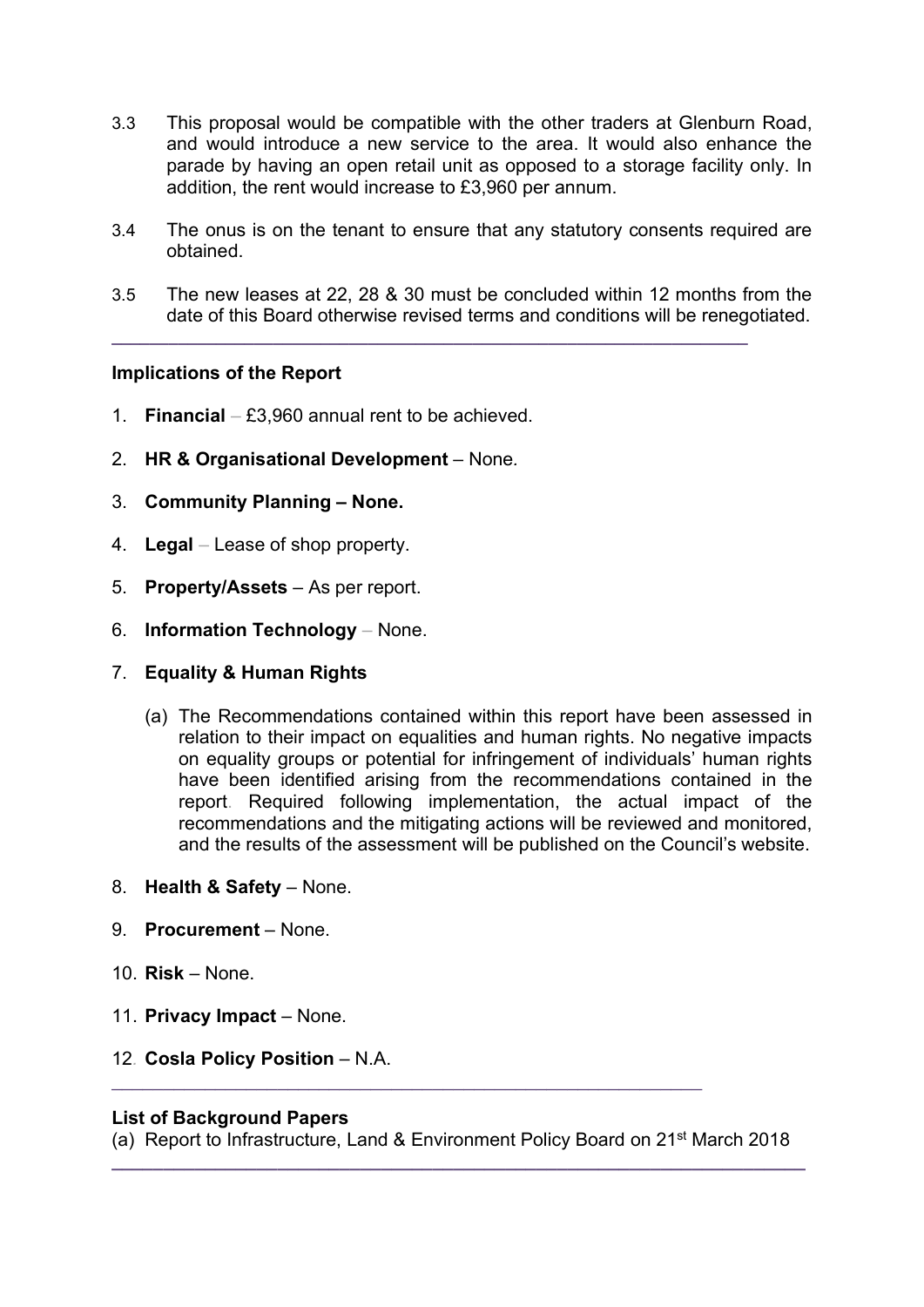3.3 This proposal would be compatible with the other traders at Glenburn Road, and would introduce a new service to the area. It would also enhance the parade by having an open retail unit as opposed to a storage facility only. In addition, the rent would increase to £3,960 per annum.

3.4 The onus is on the tenant to ensure that any statutory consents required are obtained.

3.5 The new leases at 22, 28 & 30 must be concluded within 12 months from the date of this Board otherwise revised terms and conditions will be renegotiated.

---

**Implications of the Report**

1. **Financial** – £3,960 annual rent to be achieved.
2. **HR & Organisational Development** – None.
3. **Community Planning – None.**
4. **Legal** – Lease of shop property.
5. **Property/Assets** – As per report.
6. **Information Technology** – None.
7. **Equality & Human Rights**

   (a) The Recommendations contained within this report have been assessed in relation to their impact on equalities and human rights. No negative impacts on equality groups or potential for infringement of individuals' human rights have been identified arising from the recommendations contained in the report. Required following implementation, the actual impact of the recommendations and the mitigating actions will be reviewed and monitored, and the results of the assessment will be published on the Council's website.

8. **Health & Safety** – None.
9. **Procurement** – None.
10. **Risk** – None.
11. **Privacy Impact** – None.
12. **Cosla Policy Position** – N.A.

---

**List of Background Papers**

(a) Report to Infrastructure, Land & Environment Policy Board on 21st March 2018

---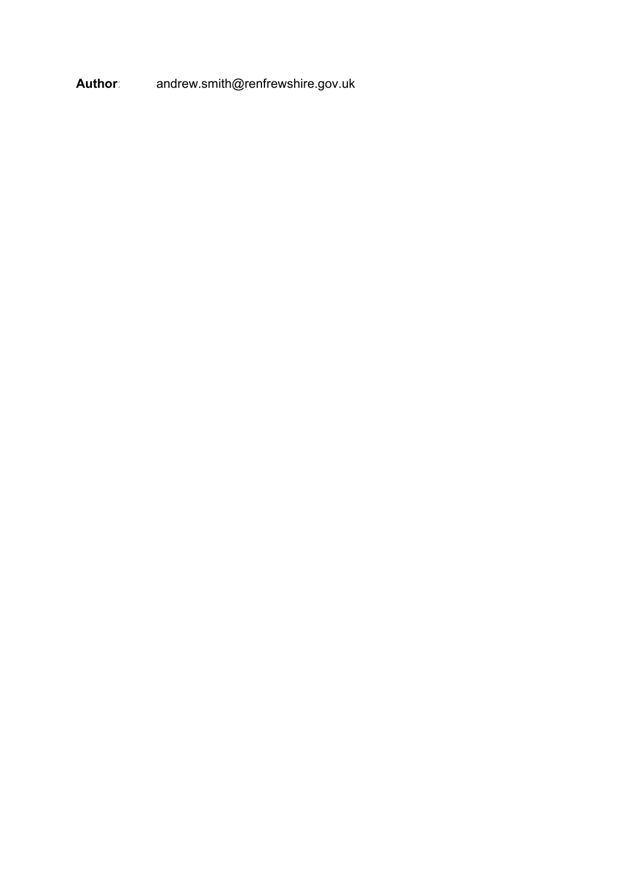**Author**: andrew.smith@renfrewshire.gov.uk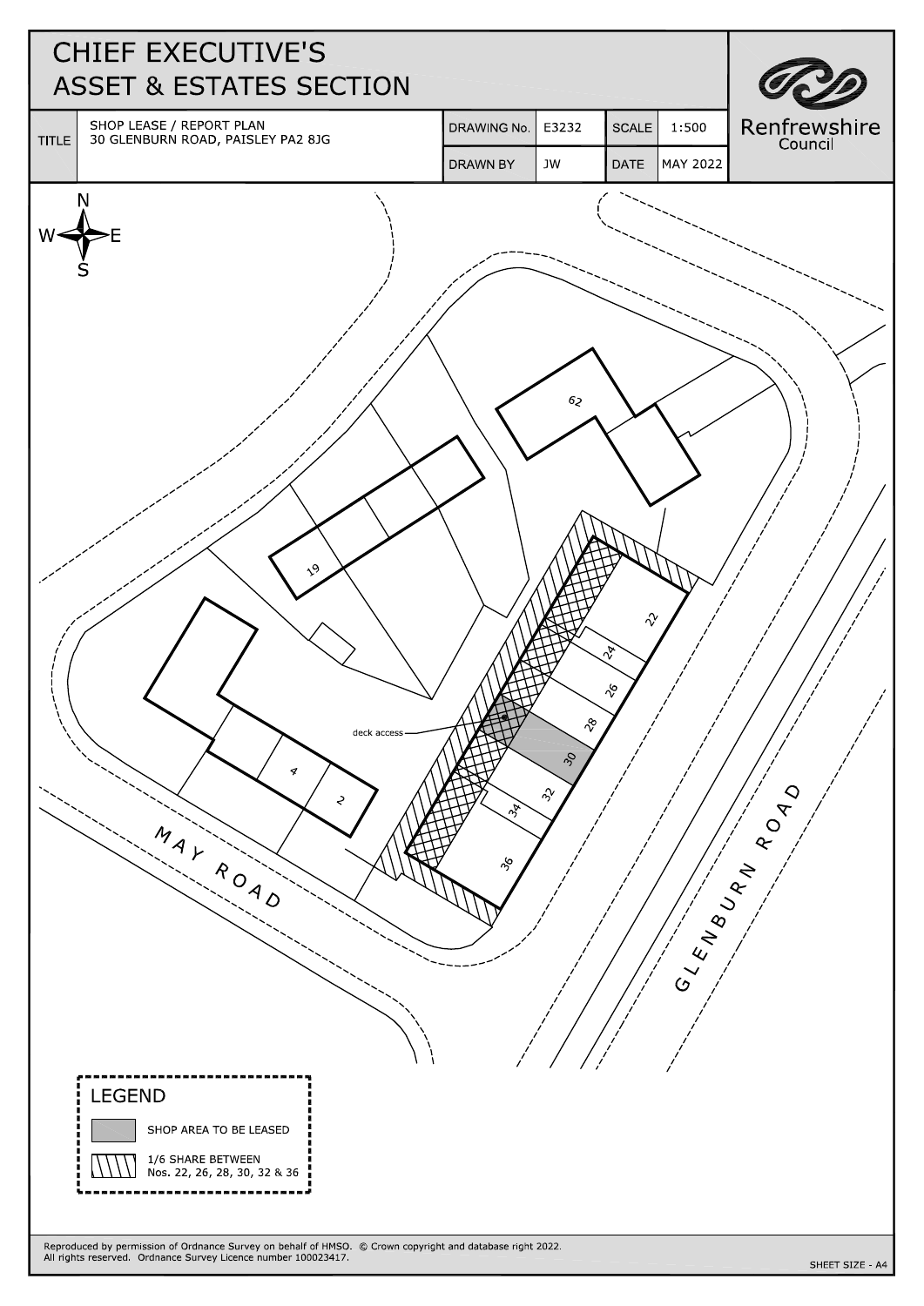# CHIEF EXECUTIVE'S ASSET & ESTATES SECTION

| | | | | | |
|---|---|---|---|---|---|
| TITLE | SHOP LEASE / REPORT PLAN<br>30 GLENBURN ROAD, PAISLEY PA2 8JG | DRAWING No. | E3232 | SCALE | 1:500 |
| | | DRAWN BY | JW | DATE | MAY 2022 |

Renfrewshire Council

N
W E
S

62

19

22

24

26

deck access

28

30

4

2

32

34

36

MAY ROAD

GLENBURN ROAD

LEGEND

SHOP AREA TO BE LEASED

1/6 SHARE BETWEEN Nos. 22, 26, 28, 30, 32 & 36

Reproduced by permission of Ordnance Survey on behalf of HMSO. © Crown copyright and database right 2022. All rights reserved. Ordnance Survey Licence number 100023417.

SHEET SIZE - A4